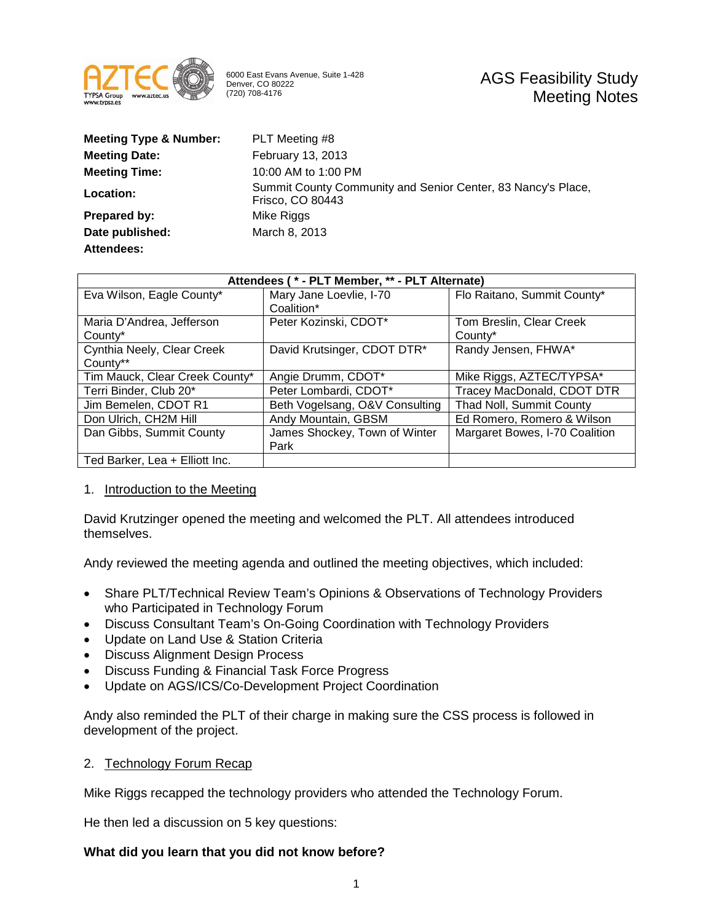6000 East Evans Avenue, Suite 1-428
Denver, CO 80222
(720) 708-4176

# AGS Feasibility Study Meeting Notes

| | |
|---|---|
| **Meeting Type & Number:** | PLT Meeting #8 |
| **Meeting Date:** | February 13, 2013 |
| **Meeting Time:** | 10:00 AM to 1:00 PM |
| **Location:** | Summit County Community and Senior Center, 83 Nancy's Place, Frisco, CO 80443 |
| **Prepared by:** | Mike Riggs |
| **Date published:** | March 8, 2013 |
| **Attendees:** | |

| Attendees ( * - PLT Member, ** - PLT Alternate) | | |
|---|---|---|
| Eva Wilson, Eagle County* | Mary Jane Loevlie, I-70 Coalition* | Flo Raitano, Summit County* |
| Maria D'Andrea, Jefferson County* | Peter Kozinski, CDOT* | Tom Breslin, Clear Creek County* |
| Cynthia Neely, Clear Creek County** | David Krutsinger, CDOT DTR* | Randy Jensen, FHWA* |
| Tim Mauck, Clear Creek County* | Angie Drumm, CDOT* | Mike Riggs, AZTEC/TYPSA* |
| Terri Binder, Club 20* | Peter Lombardi, CDOT* | Tracey MacDonald, CDOT DTR |
| Jim Bemelen, CDOT R1 | Beth Vogelsang, O&V Consulting | Thad Noll, Summit County |
| Don Ulrich, CH2M Hill | Andy Mountain, GBSM | Ed Romero, Romero & Wilson |
| Dan Gibbs, Summit County | James Shockey, Town of Winter Park | Margaret Bowes, I-70 Coalition |
| Ted Barker, Lea + Elliott Inc. | | |

1. <u>Introduction to the Meeting</u>

David Krutzinger opened the meeting and welcomed the PLT. All attendees introduced themselves.

Andy reviewed the meeting agenda and outlined the meeting objectives, which included:

- Share PLT/Technical Review Team's Opinions & Observations of Technology Providers who Participated in Technology Forum
- Discuss Consultant Team's On-Going Coordination with Technology Providers
- Update on Land Use & Station Criteria
- Discuss Alignment Design Process
- Discuss Funding & Financial Task Force Progress
- Update on AGS/ICS/Co-Development Project Coordination

Andy also reminded the PLT of their charge in making sure the CSS process is followed in development of the project.

2. <u>Technology Forum Recap</u>

Mike Riggs recapped the technology providers who attended the Technology Forum.

He then led a discussion on 5 key questions:

**What did you learn that you did not know before?**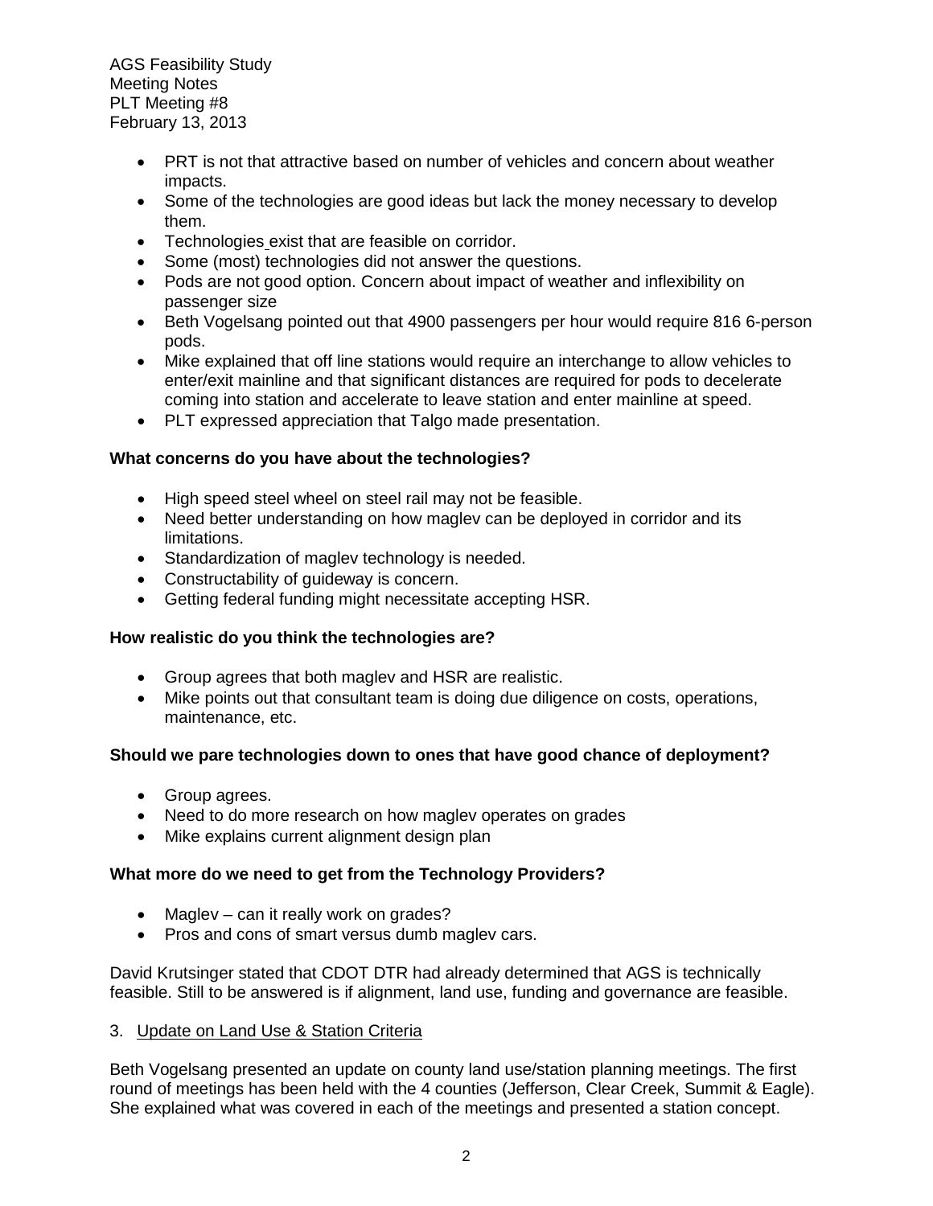- PRT is not that attractive based on number of vehicles and concern about weather impacts.
- Some of the technologies are good ideas but lack the money necessary to develop them.
- Technologies exist that are feasible on corridor.
- Some (most) technologies did not answer the questions.
- Pods are not good option. Concern about impact of weather and inflexibility on passenger size
- Beth Vogelsang pointed out that 4900 passengers per hour would require 816 6-person pods.
- Mike explained that off line stations would require an interchange to allow vehicles to enter/exit mainline and that significant distances are required for pods to decelerate coming into station and accelerate to leave station and enter mainline at speed.
- PLT expressed appreciation that Talgo made presentation.

**What concerns do you have about the technologies?**

- High speed steel wheel on steel rail may not be feasible.
- Need better understanding on how maglev can be deployed in corridor and its limitations.
- Standardization of maglev technology is needed.
- Constructability of guideway is concern.
- Getting federal funding might necessitate accepting HSR.

**How realistic do you think the technologies are?**

- Group agrees that both maglev and HSR are realistic.
- Mike points out that consultant team is doing due diligence on costs, operations, maintenance, etc.

**Should we pare technologies down to ones that have good chance of deployment?**

- Group agrees.
- Need to do more research on how maglev operates on grades
- Mike explains current alignment design plan

**What more do we need to get from the Technology Providers?**

- Maglev – can it really work on grades?
- Pros and cons of smart versus dumb maglev cars.

David Krutsinger stated that CDOT DTR had already determined that AGS is technically feasible. Still to be answered is if alignment, land use, funding and governance are feasible.

3. Update on Land Use & Station Criteria

Beth Vogelsang presented an update on county land use/station planning meetings. The first round of meetings has been held with the 4 counties (Jefferson, Clear Creek, Summit & Eagle). She explained what was covered in each of the meetings and presented a station concept.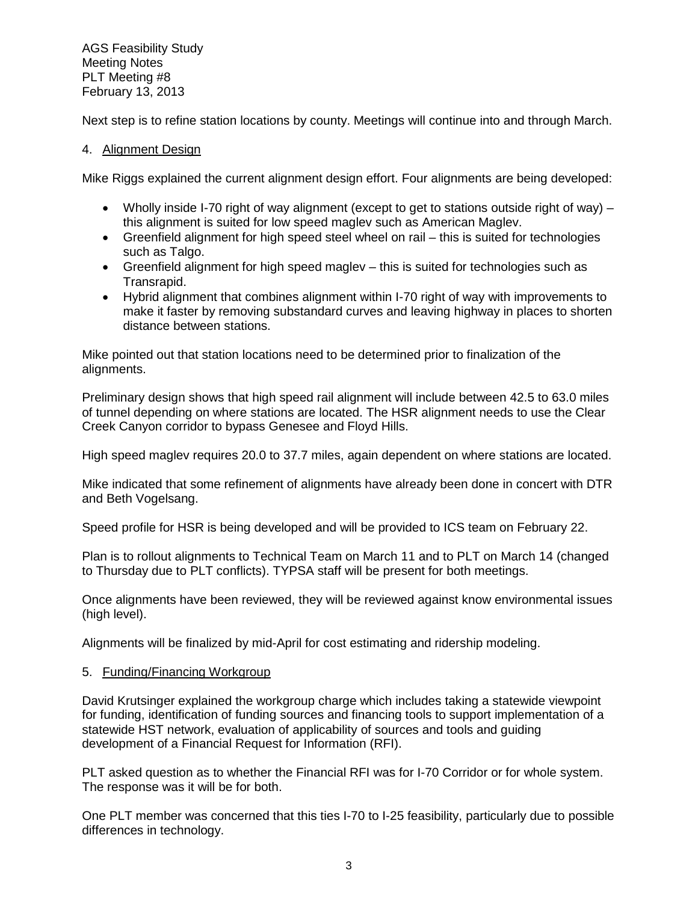Next step is to refine station locations by county. Meetings will continue into and through March.

4. Alignment Design

Mike Riggs explained the current alignment design effort. Four alignments are being developed:

- Wholly inside I-70 right of way alignment (except to get to stations outside right of way) – this alignment is suited for low speed maglev such as American Maglev.
- Greenfield alignment for high speed steel wheel on rail – this is suited for technologies such as Talgo.
- Greenfield alignment for high speed maglev – this is suited for technologies such as Transrapid.
- Hybrid alignment that combines alignment within I-70 right of way with improvements to make it faster by removing substandard curves and leaving highway in places to shorten distance between stations.

Mike pointed out that station locations need to be determined prior to finalization of the alignments.

Preliminary design shows that high speed rail alignment will include between 42.5 to 63.0 miles of tunnel depending on where stations are located. The HSR alignment needs to use the Clear Creek Canyon corridor to bypass Genesee and Floyd Hills.

High speed maglev requires 20.0 to 37.7 miles, again dependent on where stations are located.

Mike indicated that some refinement of alignments have already been done in concert with DTR and Beth Vogelsang.

Speed profile for HSR is being developed and will be provided to ICS team on February 22.

Plan is to rollout alignments to Technical Team on March 11 and to PLT on March 14 (changed to Thursday due to PLT conflicts). TYPSA staff will be present for both meetings.

Once alignments have been reviewed, they will be reviewed against know environmental issues (high level).

Alignments will be finalized by mid-April for cost estimating and ridership modeling.

5. Funding/Financing Workgroup

David Krutsinger explained the workgroup charge which includes taking a statewide viewpoint for funding, identification of funding sources and financing tools to support implementation of a statewide HST network, evaluation of applicability of sources and tools and guiding development of a Financial Request for Information (RFI).

PLT asked question as to whether the Financial RFI was for I-70 Corridor or for whole system. The response was it will be for both.

One PLT member was concerned that this ties I-70 to I-25 feasibility, particularly due to possible differences in technology.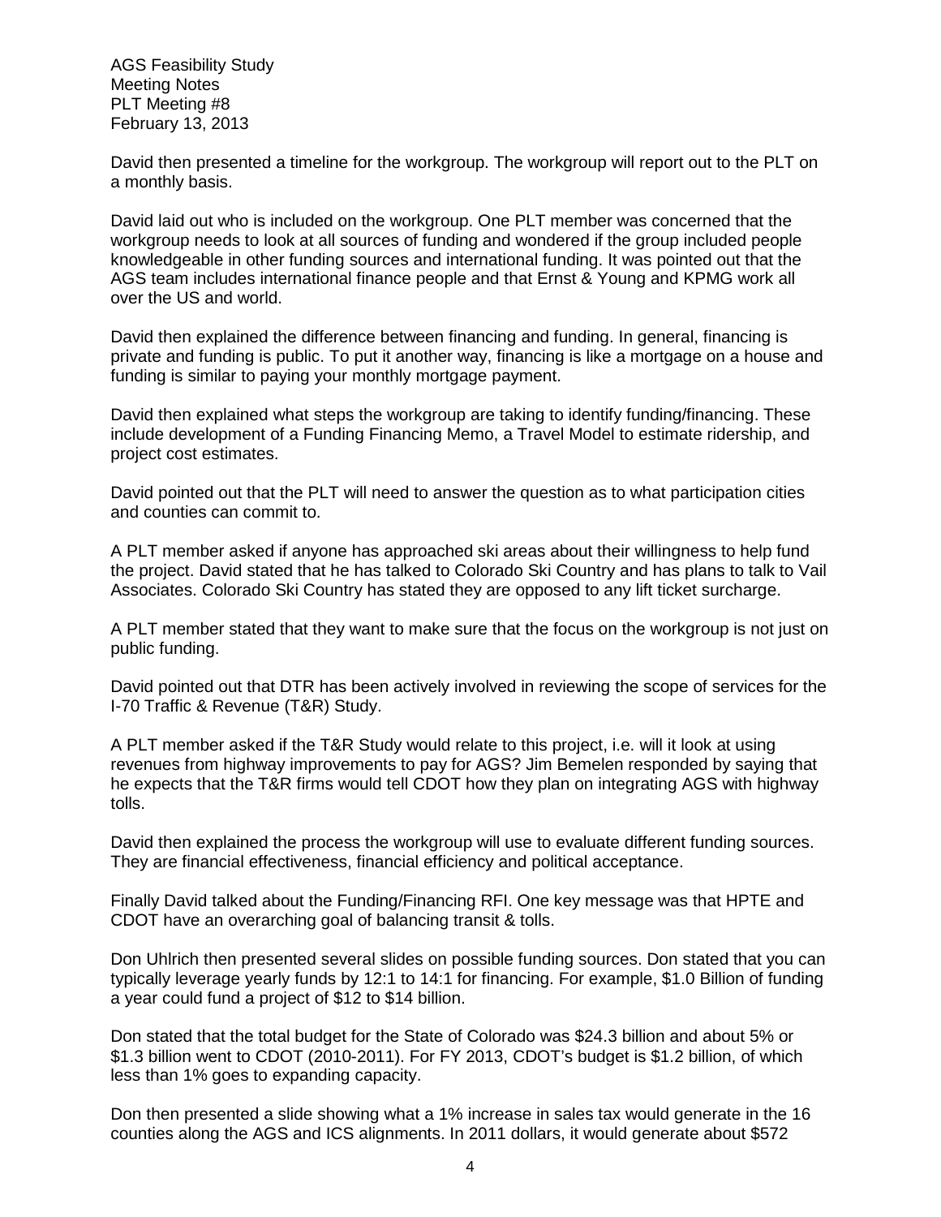David then presented a timeline for the workgroup. The workgroup will report out to the PLT on a monthly basis.

David laid out who is included on the workgroup. One PLT member was concerned that the workgroup needs to look at all sources of funding and wondered if the group included people knowledgeable in other funding sources and international funding. It was pointed out that the AGS team includes international finance people and that Ernst & Young and KPMG work all over the US and world.

David then explained the difference between financing and funding. In general, financing is private and funding is public. To put it another way, financing is like a mortgage on a house and funding is similar to paying your monthly mortgage payment.

David then explained what steps the workgroup are taking to identify funding/financing. These include development of a Funding Financing Memo, a Travel Model to estimate ridership, and project cost estimates.

David pointed out that the PLT will need to answer the question as to what participation cities and counties can commit to.

A PLT member asked if anyone has approached ski areas about their willingness to help fund the project. David stated that he has talked to Colorado Ski Country and has plans to talk to Vail Associates. Colorado Ski Country has stated they are opposed to any lift ticket surcharge.

A PLT member stated that they want to make sure that the focus on the workgroup is not just on public funding.

David pointed out that DTR has been actively involved in reviewing the scope of services for the I-70 Traffic & Revenue (T&R) Study.

A PLT member asked if the T&R Study would relate to this project, i.e. will it look at using revenues from highway improvements to pay for AGS? Jim Bemelen responded by saying that he expects that the T&R firms would tell CDOT how they plan on integrating AGS with highway tolls.

David then explained the process the workgroup will use to evaluate different funding sources. They are financial effectiveness, financial efficiency and political acceptance.

Finally David talked about the Funding/Financing RFI. One key message was that HPTE and CDOT have an overarching goal of balancing transit & tolls.

Don Uhlrich then presented several slides on possible funding sources. Don stated that you can typically leverage yearly funds by 12:1 to 14:1 for financing. For example, $1.0 Billion of funding a year could fund a project of $12 to $14 billion.

Don stated that the total budget for the State of Colorado was $24.3 billion and about 5% or $1.3 billion went to CDOT (2010-2011). For FY 2013, CDOT's budget is $1.2 billion, of which less than 1% goes to expanding capacity.

Don then presented a slide showing what a 1% increase in sales tax would generate in the 16 counties along the AGS and ICS alignments. In 2011 dollars, it would generate about $572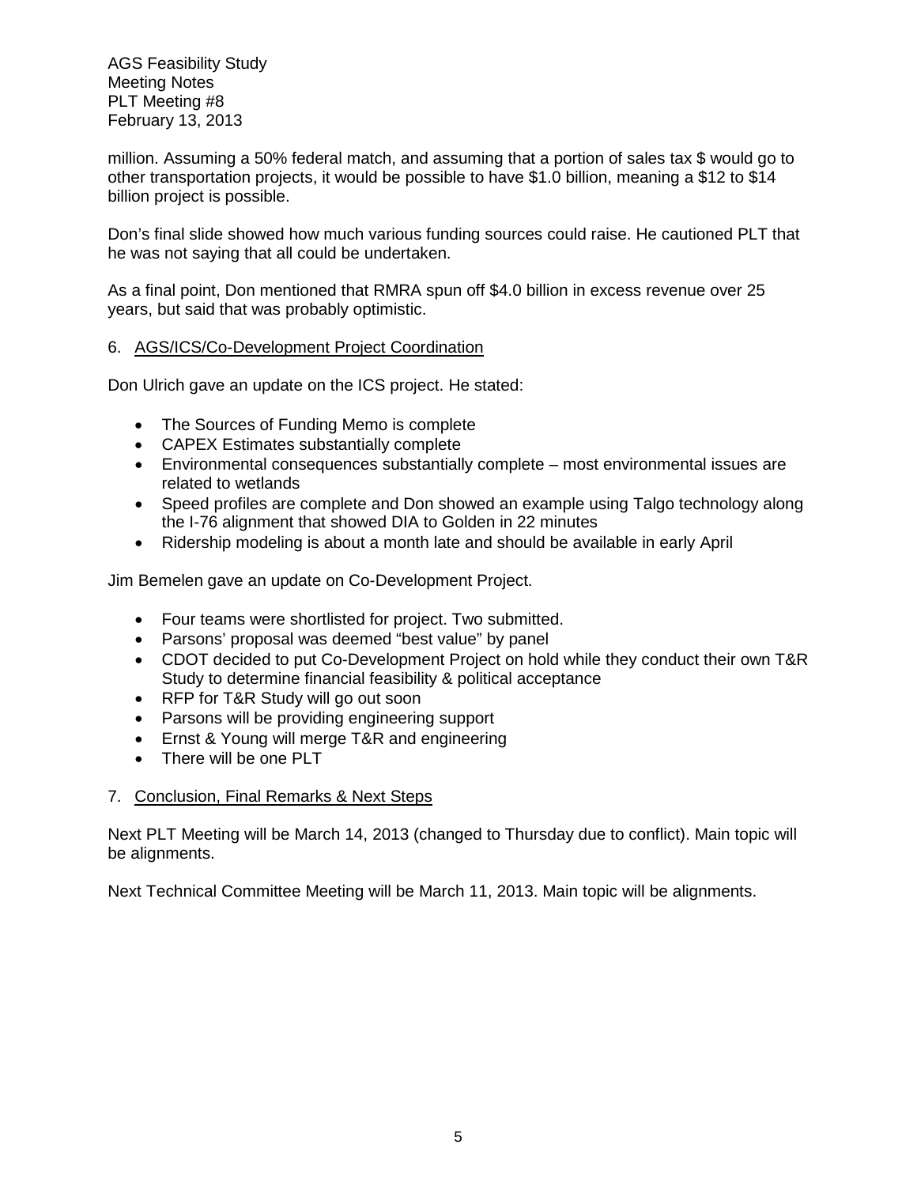million. Assuming a 50% federal match, and assuming that a portion of sales tax $ would go to other transportation projects, it would be possible to have $1.0 billion, meaning a $12 to $14 billion project is possible.

Don's final slide showed how much various funding sources could raise. He cautioned PLT that he was not saying that all could be undertaken.

As a final point, Don mentioned that RMRA spun off $4.0 billion in excess revenue over 25 years, but said that was probably optimistic.

6. <u>AGS/ICS/Co-Development Project Coordination</u>

Don Ulrich gave an update on the ICS project. He stated:

- The Sources of Funding Memo is complete
- CAPEX Estimates substantially complete
- Environmental consequences substantially complete – most environmental issues are related to wetlands
- Speed profiles are complete and Don showed an example using Talgo technology along the I-76 alignment that showed DIA to Golden in 22 minutes
- Ridership modeling is about a month late and should be available in early April

Jim Bemelen gave an update on Co-Development Project.

- Four teams were shortlisted for project. Two submitted.
- Parsons' proposal was deemed "best value" by panel
- CDOT decided to put Co-Development Project on hold while they conduct their own T&R Study to determine financial feasibility & political acceptance
- RFP for T&R Study will go out soon
- Parsons will be providing engineering support
- Ernst & Young will merge T&R and engineering
- There will be one PLT

7. <u>Conclusion, Final Remarks & Next Steps</u>

Next PLT Meeting will be March 14, 2013 (changed to Thursday due to conflict). Main topic will be alignments.

Next Technical Committee Meeting will be March 11, 2013. Main topic will be alignments.